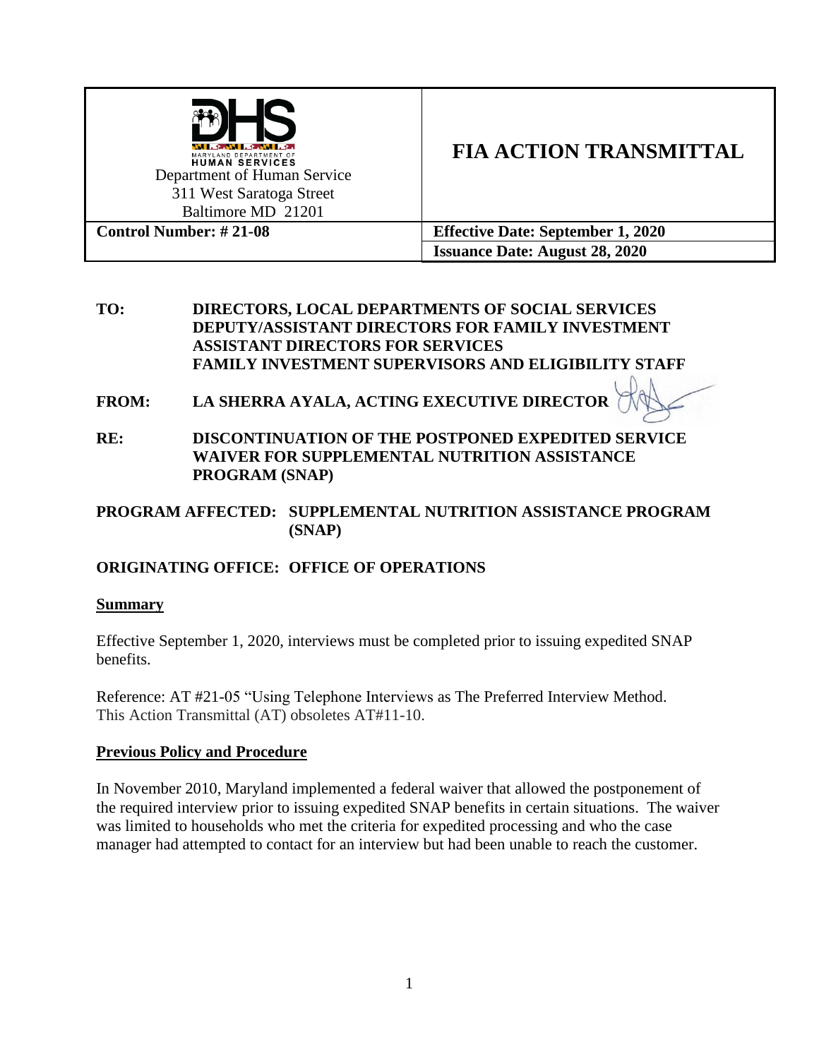| Department of Human Service<br>311 West Saratoga Street<br>Baltimore MD 21201 | **FIA ACTION TRANSMITTAL** |
|---|---|
| **Control Number: # 21-08** | **Effective Date: September 1, 2020** |
| | **Issuance Date: August 28, 2020** |

**TO:** **DIRECTORS, LOCAL DEPARTMENTS OF SOCIAL SERVICES**
**DEPUTY/ASSISTANT DIRECTORS FOR FAMILY INVESTMENT**
**ASSISTANT DIRECTORS FOR SERVICES**
**FAMILY INVESTMENT SUPERVISORS AND ELIGIBILITY STAFF**

**FROM:** **LA SHERRA AYALA, ACTING EXECUTIVE DIRECTOR**

**RE:** **DISCONTINUATION OF THE POSTPONED EXPEDITED SERVICE WAIVER FOR SUPPLEMENTAL NUTRITION ASSISTANCE PROGRAM (SNAP)**

**PROGRAM AFFECTED:** **SUPPLEMENTAL NUTRITION ASSISTANCE PROGRAM (SNAP)**

**ORIGINATING OFFICE:** **OFFICE OF OPERATIONS**

## Summary

Effective September 1, 2020, interviews must be completed prior to issuing expedited SNAP benefits.

Reference: AT #21-05 "Using Telephone Interviews as The Preferred Interview Method. This Action Transmittal (AT) obsoletes AT#11-10.

## Previous Policy and Procedure

In November 2010, Maryland implemented a federal waiver that allowed the postponement of the required interview prior to issuing expedited SNAP benefits in certain situations. The waiver was limited to households who met the criteria for expedited processing and who the case manager had attempted to contact for an interview but had been unable to reach the customer.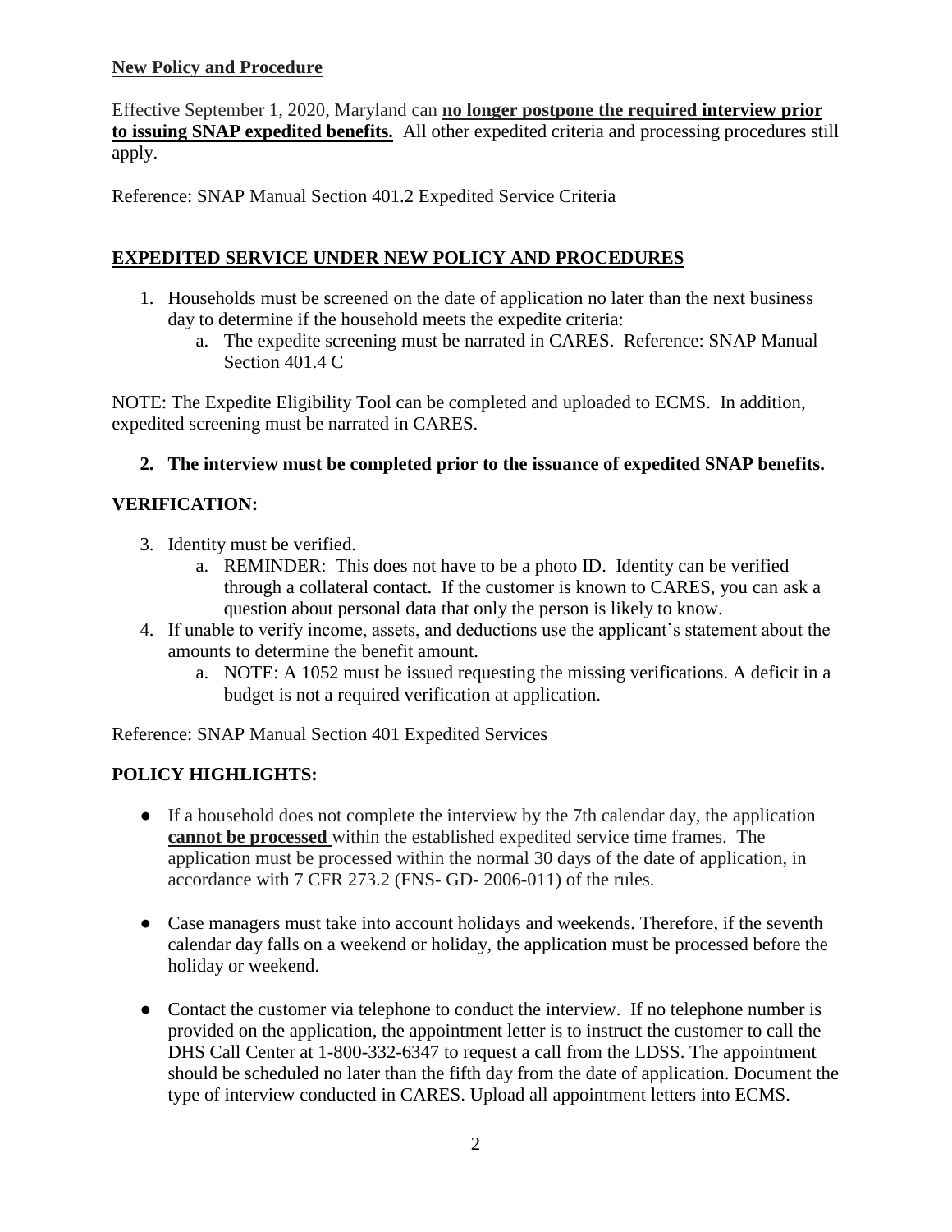**New Policy and Procedure**

Effective September 1, 2020, Maryland can **no longer postpone the required interview prior to issuing SNAP expedited benefits.** All other expedited criteria and processing procedures still apply.

Reference: SNAP Manual Section 401.2 Expedited Service Criteria

## EXPEDITED SERVICE UNDER NEW POLICY AND PROCEDURES

1. Households must be screened on the date of application no later than the next business day to determine if the household meets the expedite criteria:
   a. The expedite screening must be narrated in CARES. Reference: SNAP Manual Section 401.4 C

NOTE: The Expedite Eligibility Tool can be completed and uploaded to ECMS. In addition, expedited screening must be narrated in CARES.

2. **The interview must be completed prior to the issuance of expedited SNAP benefits.**

## VERIFICATION:

3. Identity must be verified.
   a. REMINDER: This does not have to be a photo ID. Identity can be verified through a collateral contact. If the customer is known to CARES, you can ask a question about personal data that only the person is likely to know.
4. If unable to verify income, assets, and deductions use the applicant's statement about the amounts to determine the benefit amount.
   a. NOTE: A 1052 must be issued requesting the missing verifications. A deficit in a budget is not a required verification at application.

Reference: SNAP Manual Section 401 Expedited Services

## POLICY HIGHLIGHTS:

- If a household does not complete the interview by the 7th calendar day, the application **cannot be processed** within the established expedited service time frames. The application must be processed within the normal 30 days of the date of application, in accordance with 7 CFR 273.2 (FNS- GD- 2006-011) of the rules.
- Case managers must take into account holidays and weekends. Therefore, if the seventh calendar day falls on a weekend or holiday, the application must be processed before the holiday or weekend.
- Contact the customer via telephone to conduct the interview. If no telephone number is provided on the application, the appointment letter is to instruct the customer to call the DHS Call Center at 1-800-332-6347 to request a call from the LDSS. The appointment should be scheduled no later than the fifth day from the date of application. Document the type of interview conducted in CARES. Upload all appointment letters into ECMS.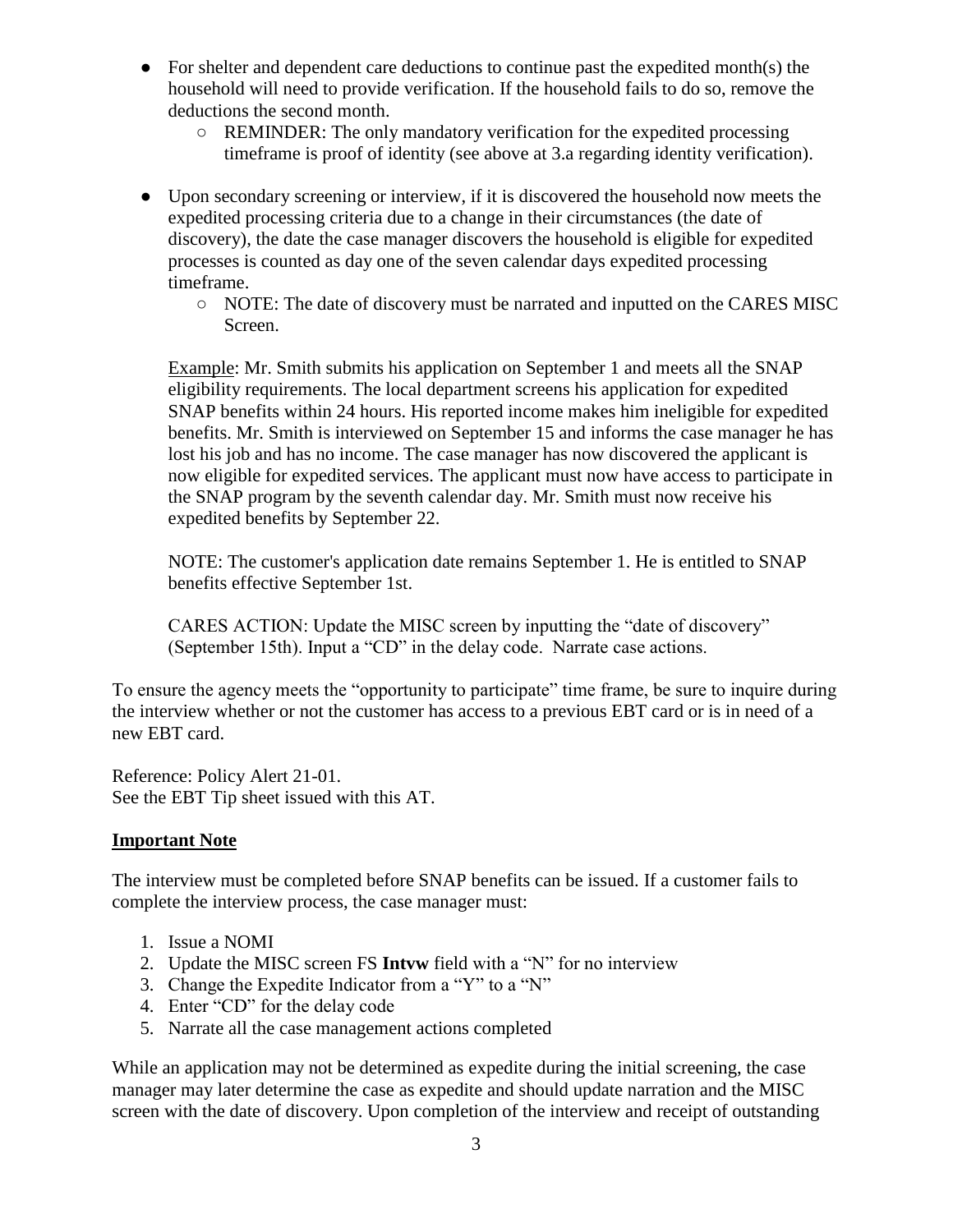- For shelter and dependent care deductions to continue past the expedited month(s) the household will need to provide verification. If the household fails to do so, remove the deductions the second month.
  - REMINDER: The only mandatory verification for the expedited processing timeframe is proof of identity (see above at 3.a regarding identity verification).

- Upon secondary screening or interview, if it is discovered the household now meets the expedited processing criteria due to a change in their circumstances (the date of discovery), the date the case manager discovers the household is eligible for expedited processes is counted as day one of the seven calendar days expedited processing timeframe.
  - NOTE: The date of discovery must be narrated and inputted on the CARES MISC Screen.

  Example: Mr. Smith submits his application on September 1 and meets all the SNAP eligibility requirements. The local department screens his application for expedited SNAP benefits within 24 hours. His reported income makes him ineligible for expedited benefits. Mr. Smith is interviewed on September 15 and informs the case manager he has lost his job and has no income. The case manager has now discovered the applicant is now eligible for expedited services. The applicant must now have access to participate in the SNAP program by the seventh calendar day. Mr. Smith must now receive his expedited benefits by September 22.

  NOTE: The customer's application date remains September 1. He is entitled to SNAP benefits effective September 1st.

  CARES ACTION: Update the MISC screen by inputting the "date of discovery" (September 15th). Input a "CD" in the delay code. Narrate case actions.

To ensure the agency meets the "opportunity to participate" time frame, be sure to inquire during the interview whether or not the customer has access to a previous EBT card or is in need of a new EBT card.

Reference: Policy Alert 21-01.
See the EBT Tip sheet issued with this AT.

**Important Note**

The interview must be completed before SNAP benefits can be issued. If a customer fails to complete the interview process, the case manager must:

1. Issue a NOMI
2. Update the MISC screen FS **Intvw** field with a "N" for no interview
3. Change the Expedite Indicator from a "Y" to a "N"
4. Enter "CD" for the delay code
5. Narrate all the case management actions completed

While an application may not be determined as expedite during the initial screening, the case manager may later determine the case as expedite and should update narration and the MISC screen with the date of discovery. Upon completion of the interview and receipt of outstanding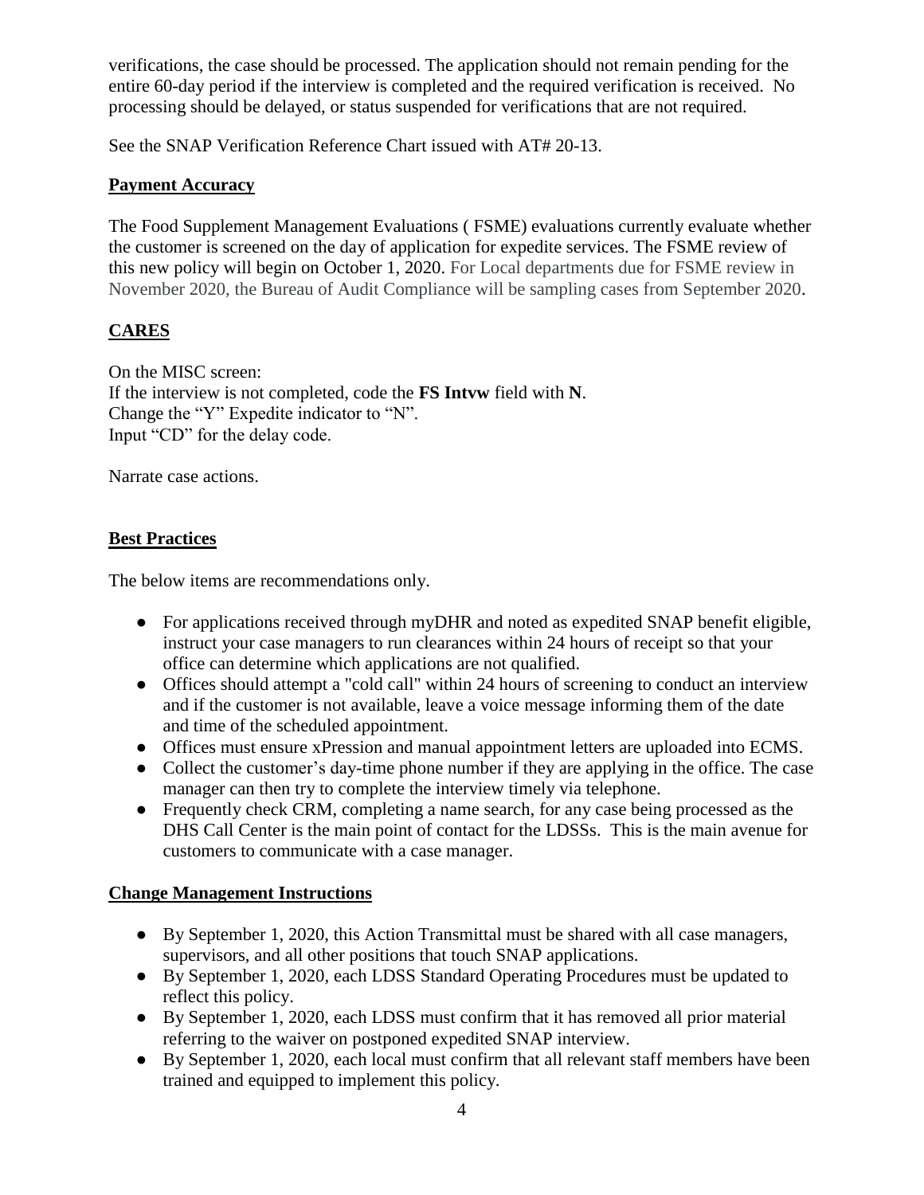verifications, the case should be processed. The application should not remain pending for the entire 60-day period if the interview is completed and the required verification is received. No processing should be delayed, or status suspended for verifications that are not required.

See the SNAP Verification Reference Chart issued with AT# 20-13.

## Payment Accuracy

The Food Supplement Management Evaluations ( FSME) evaluations currently evaluate whether the customer is screened on the day of application for expedite services. The FSME review of this new policy will begin on October 1, 2020. For Local departments due for FSME review in November 2020, the Bureau of Audit Compliance will be sampling cases from September 2020.

## CARES

On the MISC screen:
If the interview is not completed, code the **FS Intvw** field with **N**.
Change the "Y" Expedite indicator to "N".
Input "CD" for the delay code.

Narrate case actions.

## Best Practices

The below items are recommendations only.

- For applications received through myDHR and noted as expedited SNAP benefit eligible, instruct your case managers to run clearances within 24 hours of receipt so that your office can determine which applications are not qualified.
- Offices should attempt a "cold call" within 24 hours of screening to conduct an interview and if the customer is not available, leave a voice message informing them of the date and time of the scheduled appointment.
- Offices must ensure xPression and manual appointment letters are uploaded into ECMS.
- Collect the customer's day-time phone number if they are applying in the office. The case manager can then try to complete the interview timely via telephone.
- Frequently check CRM, completing a name search, for any case being processed as the DHS Call Center is the main point of contact for the LDSSs. This is the main avenue for customers to communicate with a case manager.

## Change Management Instructions

- By September 1, 2020, this Action Transmittal must be shared with all case managers, supervisors, and all other positions that touch SNAP applications.
- By September 1, 2020, each LDSS Standard Operating Procedures must be updated to reflect this policy.
- By September 1, 2020, each LDSS must confirm that it has removed all prior material referring to the waiver on postponed expedited SNAP interview.
- By September 1, 2020, each local must confirm that all relevant staff members have been trained and equipped to implement this policy.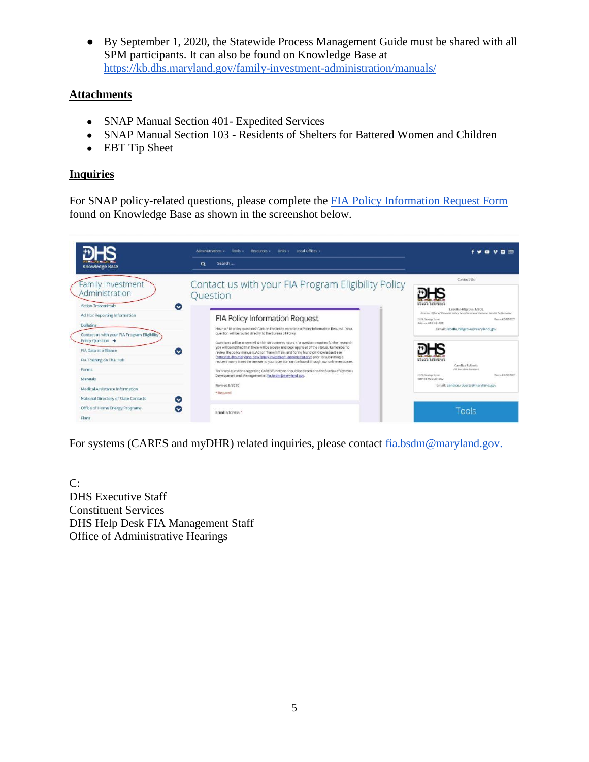- By September 1, 2020, the Statewide Process Management Guide must be shared with all SPM participants. It can also be found on Knowledge Base at https://kb.dhs.maryland.gov/family-investment-administration/manuals/

## Attachments

- SNAP Manual Section 401- Expedited Services
- SNAP Manual Section 103 - Residents of Shelters for Battered Women and Children
- EBT Tip Sheet

## Inquiries

For SNAP policy-related questions, please complete the FIA Policy Information Request Form found on Knowledge Base as shown in the screenshot below.

For systems (CARES and myDHR) related inquiries, please contact fia.bsdm@maryland.gov.

C:
DHS Executive Staff
Constituent Services
DHS Help Desk FIA Management Staff
Office of Administrative Hearings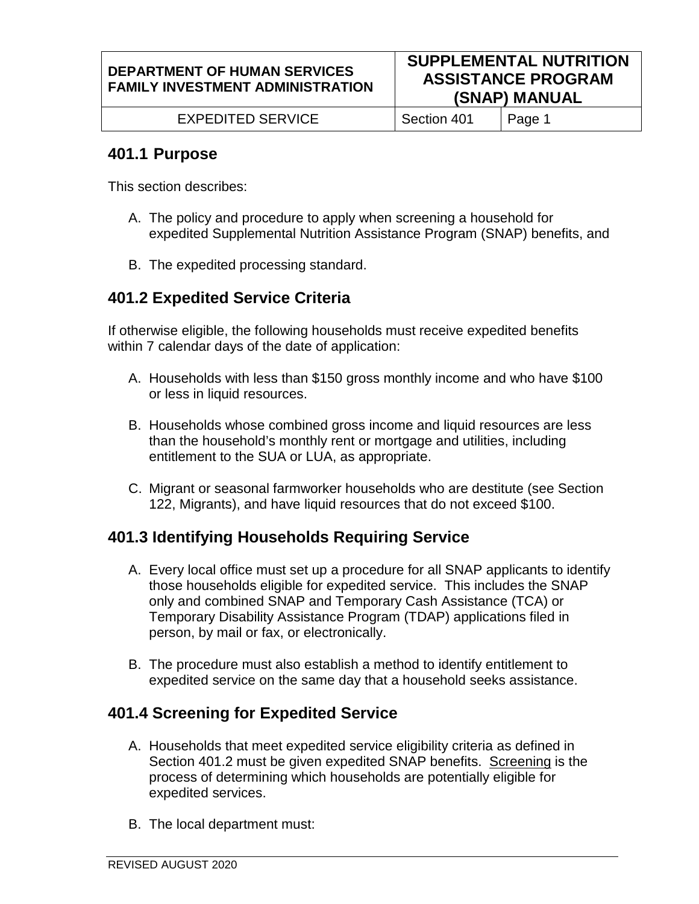## 401.1 Purpose

This section describes:

A. The policy and procedure to apply when screening a household for expedited Supplemental Nutrition Assistance Program (SNAP) benefits, and

B. The expedited processing standard.

## 401.2 Expedited Service Criteria

If otherwise eligible, the following households must receive expedited benefits within 7 calendar days of the date of application:

A. Households with less than $150 gross monthly income and who have $100 or less in liquid resources.

B. Households whose combined gross income and liquid resources are less than the household's monthly rent or mortgage and utilities, including entitlement to the SUA or LUA, as appropriate.

C. Migrant or seasonal farmworker households who are destitute (see Section 122, Migrants), and have liquid resources that do not exceed $100.

## 401.3 Identifying Households Requiring Service

A. Every local office must set up a procedure for all SNAP applicants to identify those households eligible for expedited service. This includes the SNAP only and combined SNAP and Temporary Cash Assistance (TCA) or Temporary Disability Assistance Program (TDAP) applications filed in person, by mail or fax, or electronically.

B. The procedure must also establish a method to identify entitlement to expedited service on the same day that a household seeks assistance.

## 401.4 Screening for Expedited Service

A. Households that meet expedited service eligibility criteria as defined in Section 401.2 must be given expedited SNAP benefits. Screening is the process of determining which households are potentially eligible for expedited services.

B. The local department must: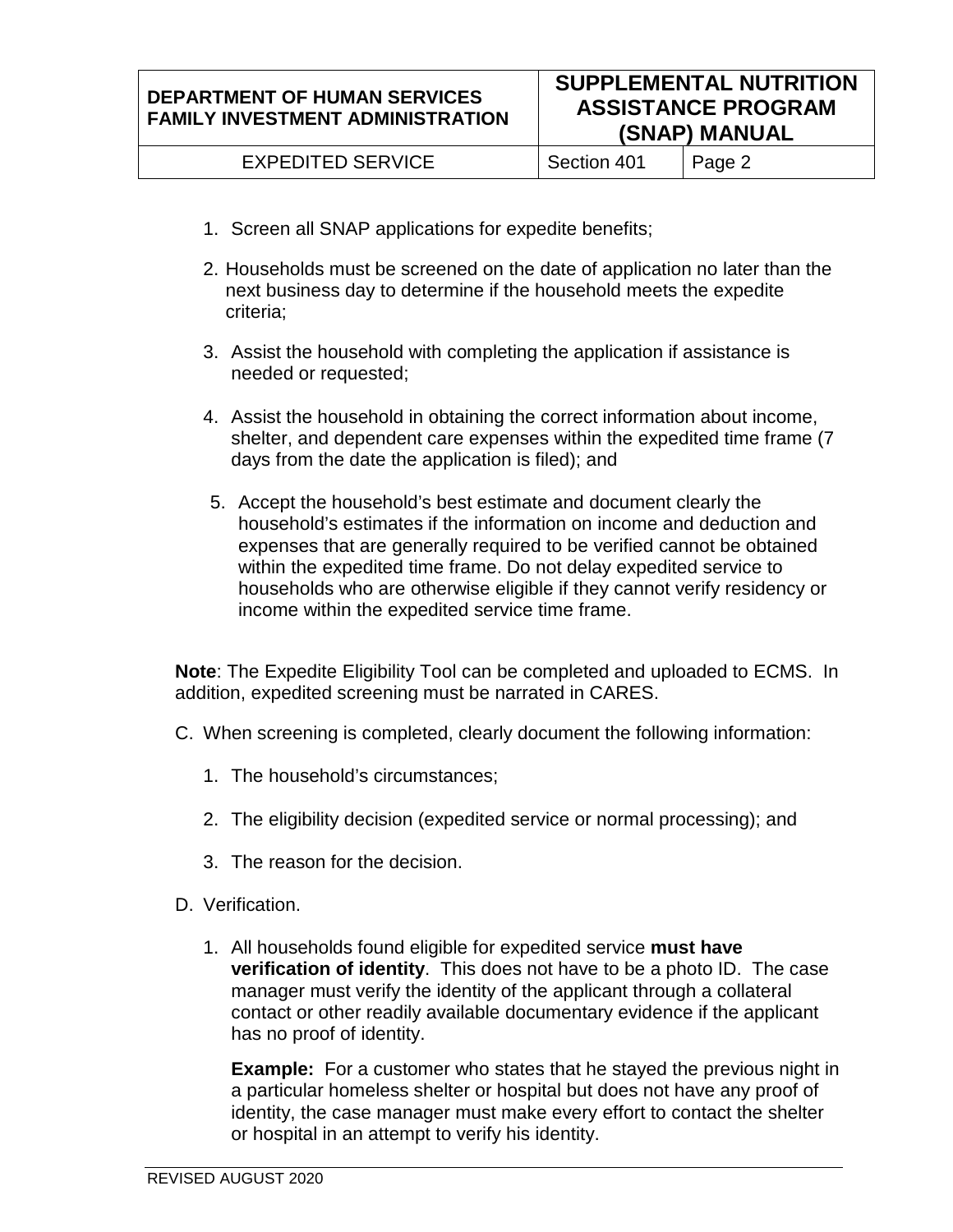1. Screen all SNAP applications for expedite benefits;

2. Households must be screened on the date of application no later than the next business day to determine if the household meets the expedite criteria;

3. Assist the household with completing the application if assistance is needed or requested;

4. Assist the household in obtaining the correct information about income, shelter, and dependent care expenses within the expedited time frame (7 days from the date the application is filed); and

5. Accept the household's best estimate and document clearly the household's estimates if the information on income and deduction and expenses that are generally required to be verified cannot be obtained within the expedited time frame. Do not delay expedited service to households who are otherwise eligible if they cannot verify residency or income within the expedited service time frame.

**Note**: The Expedite Eligibility Tool can be completed and uploaded to ECMS. In addition, expedited screening must be narrated in CARES.

C. When screening is completed, clearly document the following information:

   1. The household's circumstances;

   2. The eligibility decision (expedited service or normal processing); and

   3. The reason for the decision.

D. Verification.

   1. All households found eligible for expedited service **must have verification of identity**. This does not have to be a photo ID. The case manager must verify the identity of the applicant through a collateral contact or other readily available documentary evidence if the applicant has no proof of identity.

      **Example:** For a customer who states that he stayed the previous night in a particular homeless shelter or hospital but does not have any proof of identity, the case manager must make every effort to contact the shelter or hospital in an attempt to verify his identity.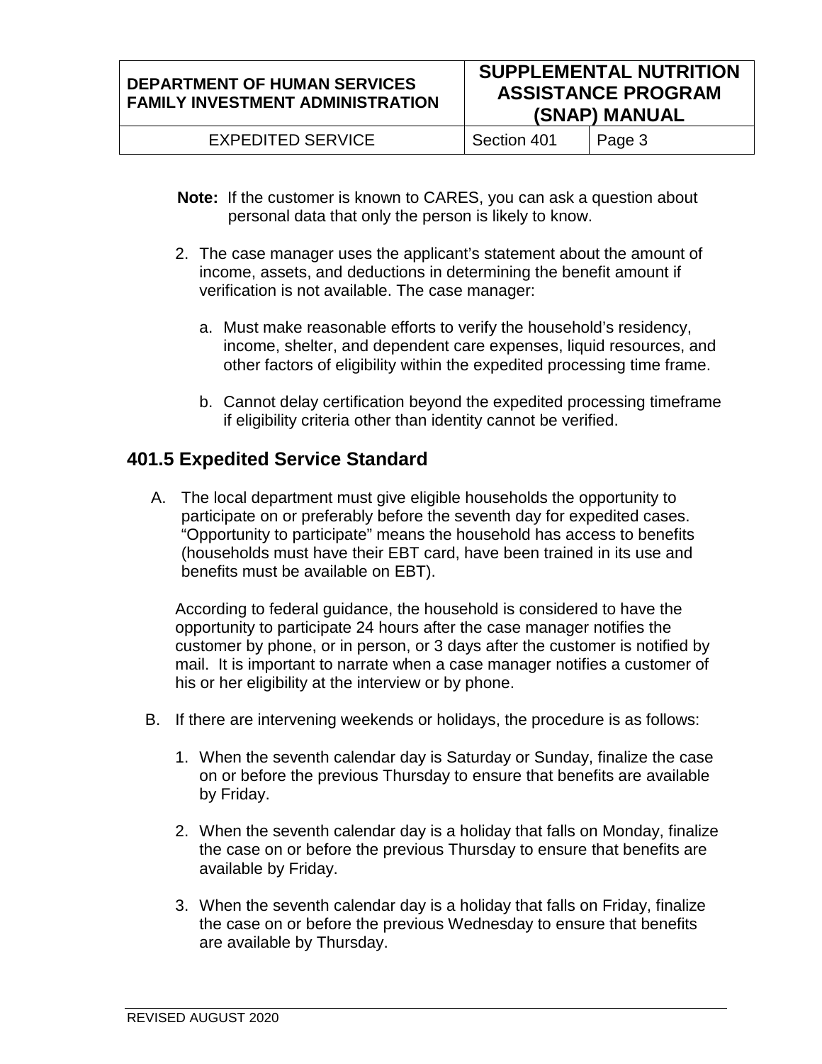**Note:** If the customer is known to CARES, you can ask a question about personal data that only the person is likely to know.

2. The case manager uses the applicant's statement about the amount of income, assets, and deductions in determining the benefit amount if verification is not available. The case manager:

   a. Must make reasonable efforts to verify the household's residency, income, shelter, and dependent care expenses, liquid resources, and other factors of eligibility within the expedited processing time frame.

   b. Cannot delay certification beyond the expedited processing timeframe if eligibility criteria other than identity cannot be verified.

## 401.5 Expedited Service Standard

A. The local department must give eligible households the opportunity to participate on or preferably before the seventh day for expedited cases. "Opportunity to participate" means the household has access to benefits (households must have their EBT card, have been trained in its use and benefits must be available on EBT).

   According to federal guidance, the household is considered to have the opportunity to participate 24 hours after the case manager notifies the customer by phone, or in person, or 3 days after the customer is notified by mail. It is important to narrate when a case manager notifies a customer of his or her eligibility at the interview or by phone.

B. If there are intervening weekends or holidays, the procedure is as follows:

   1. When the seventh calendar day is Saturday or Sunday, finalize the case on or before the previous Thursday to ensure that benefits are available by Friday.

   2. When the seventh calendar day is a holiday that falls on Monday, finalize the case on or before the previous Thursday to ensure that benefits are available by Friday.

   3. When the seventh calendar day is a holiday that falls on Friday, finalize the case on or before the previous Wednesday to ensure that benefits are available by Thursday.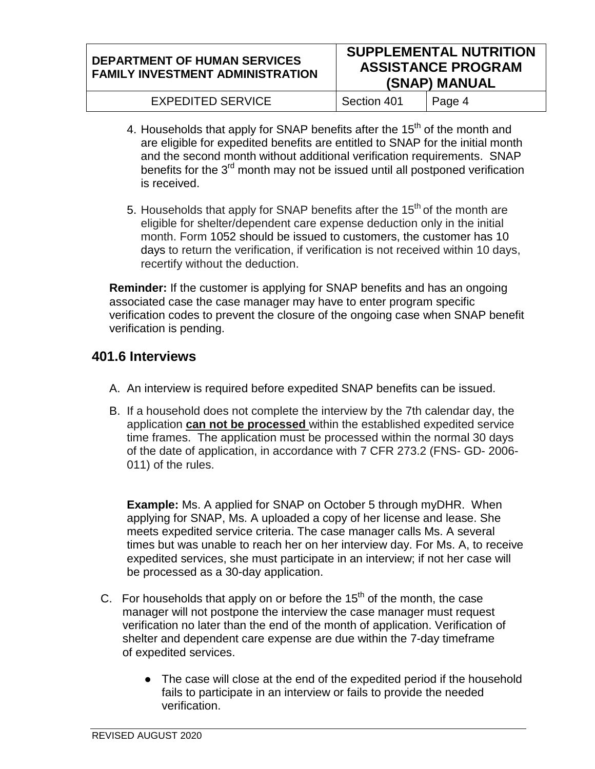4. Households that apply for SNAP benefits after the 15th of the month and are eligible for expedited benefits are entitled to SNAP for the initial month and the second month without additional verification requirements. SNAP benefits for the 3rd month may not be issued until all postponed verification is received.

5. Households that apply for SNAP benefits after the 15th of the month are eligible for shelter/dependent care expense deduction only in the initial month. Form 1052 should be issued to customers, the customer has 10 days to return the verification, if verification is not received within 10 days, recertify without the deduction.

**Reminder:** If the customer is applying for SNAP benefits and has an ongoing associated case the case manager may have to enter program specific verification codes to prevent the closure of the ongoing case when SNAP benefit verification is pending.

## 401.6 Interviews

A. An interview is required before expedited SNAP benefits can be issued.

B. If a household does not complete the interview by the 7th calendar day, the application **can not be processed** within the established expedited service time frames. The application must be processed within the normal 30 days of the date of application, in accordance with 7 CFR 273.2 (FNS- GD- 2006-011) of the rules.

   **Example:** Ms. A applied for SNAP on October 5 through myDHR. When applying for SNAP, Ms. A uploaded a copy of her license and lease. She meets expedited service criteria. The case manager calls Ms. A several times but was unable to reach her on her interview day. For Ms. A, to receive expedited services, she must participate in an interview; if not her case will be processed as a 30-day application.

C. For households that apply on or before the 15th of the month, the case manager will not postpone the interview the case manager must request verification no later than the end of the month of application. Verification of shelter and dependent care expense are due within the 7-day timeframe of expedited services.

   - The case will close at the end of the expedited period if the household fails to participate in an interview or fails to provide the needed verification.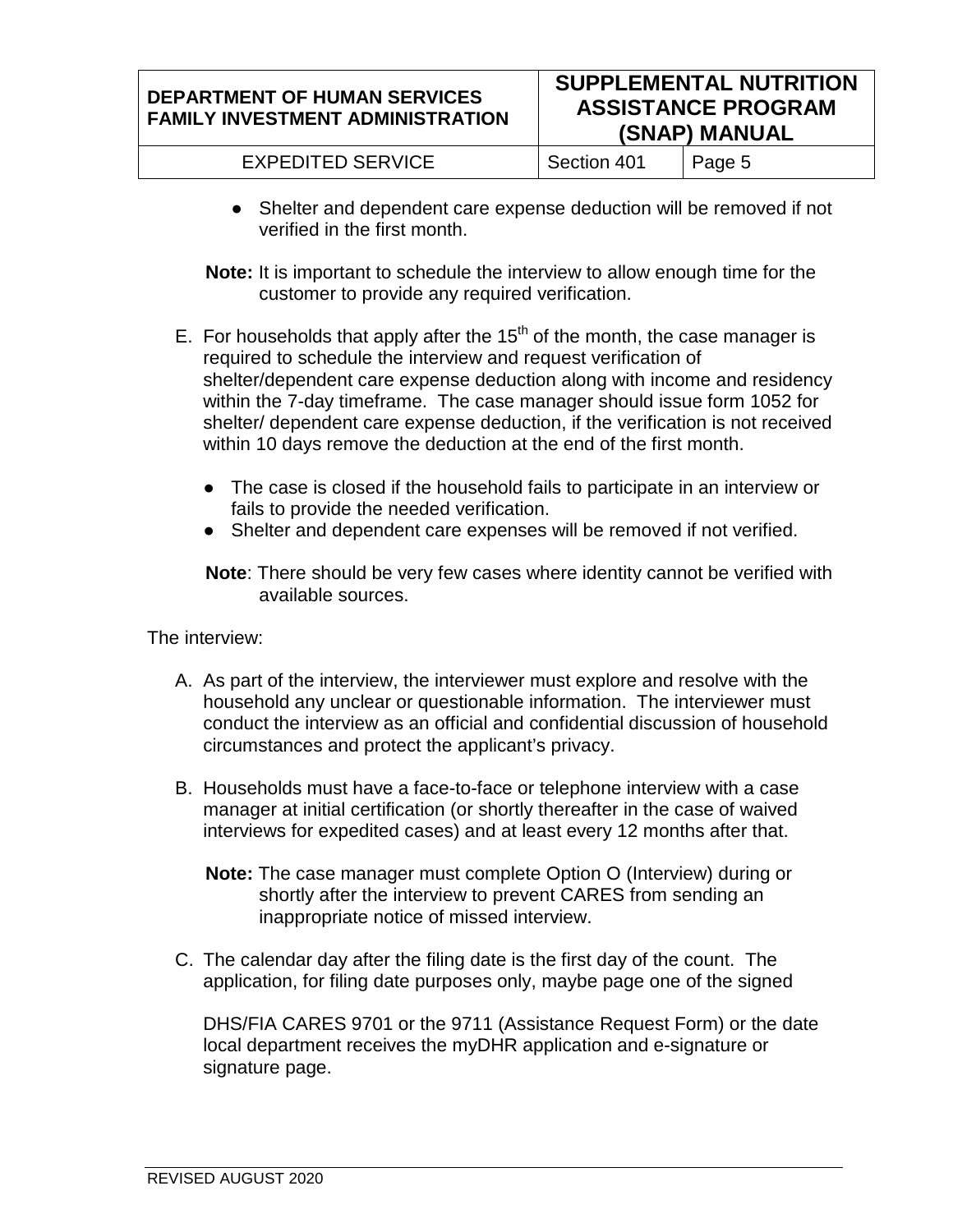- Shelter and dependent care expense deduction will be removed if not verified in the first month.

**Note:** It is important to schedule the interview to allow enough time for the customer to provide any required verification.

E. For households that apply after the 15th of the month, the case manager is required to schedule the interview and request verification of shelter/dependent care expense deduction along with income and residency within the 7-day timeframe. The case manager should issue form 1052 for shelter/ dependent care expense deduction, if the verification is not received within 10 days remove the deduction at the end of the first month.

- The case is closed if the household fails to participate in an interview or fails to provide the needed verification.
- Shelter and dependent care expenses will be removed if not verified.

**Note**: There should be very few cases where identity cannot be verified with available sources.

The interview:

A. As part of the interview, the interviewer must explore and resolve with the household any unclear or questionable information. The interviewer must conduct the interview as an official and confidential discussion of household circumstances and protect the applicant's privacy.

B. Households must have a face-to-face or telephone interview with a case manager at initial certification (or shortly thereafter in the case of waived interviews for expedited cases) and at least every 12 months after that.

**Note:** The case manager must complete Option O (Interview) during or shortly after the interview to prevent CARES from sending an inappropriate notice of missed interview.

C. The calendar day after the filing date is the first day of the count. The application, for filing date purposes only, maybe page one of the signed

DHS/FIA CARES 9701 or the 9711 (Assistance Request Form) or the date local department receives the myDHR application and e-signature or signature page.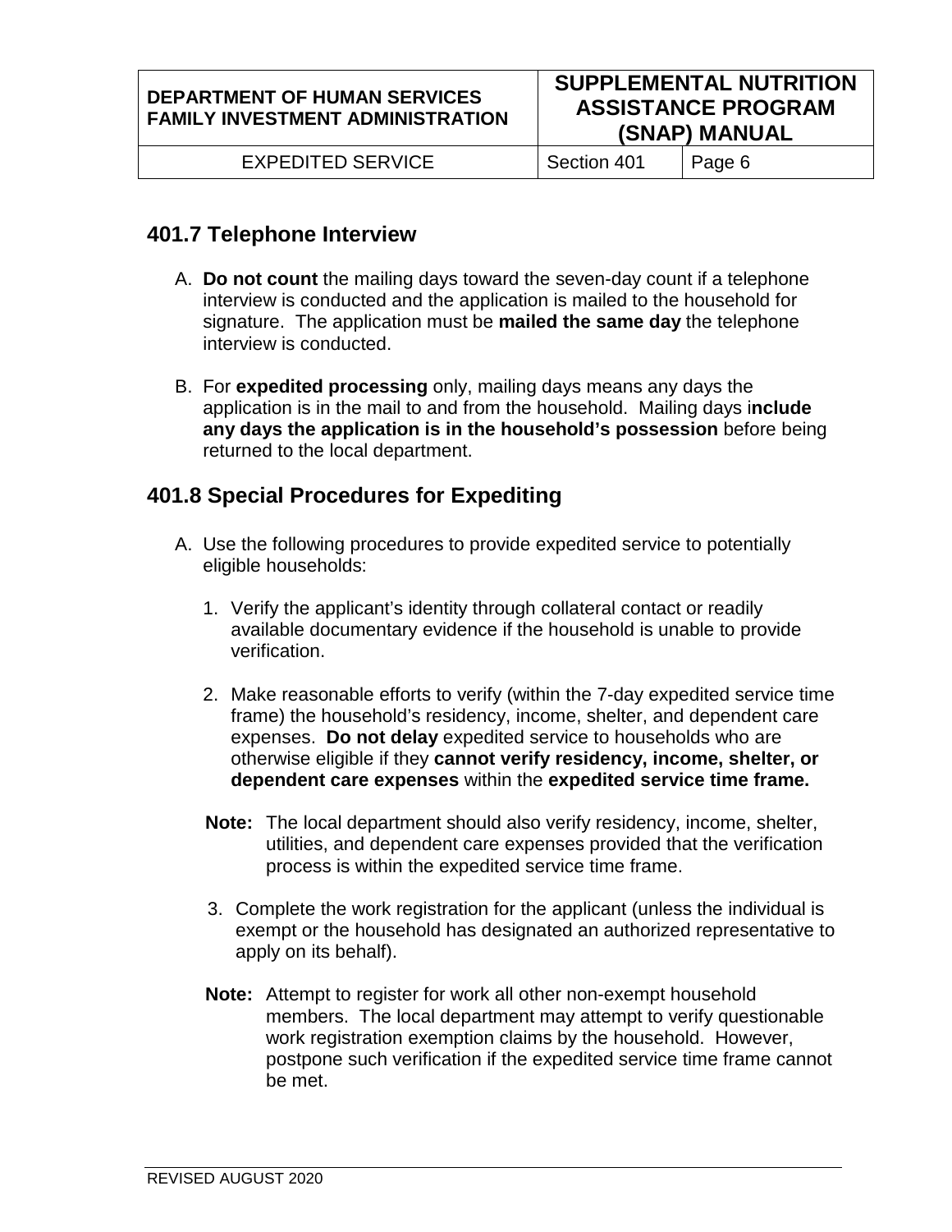## 401.7 Telephone Interview

A. **Do not count** the mailing days toward the seven-day count if a telephone interview is conducted and the application is mailed to the household for signature. The application must be **mailed the same day** the telephone interview is conducted.

B. For **expedited processing** only, mailing days means any days the application is in the mail to and from the household. Mailing days i**nclude any days the application is in the household's possession** before being returned to the local department.

## 401.8 Special Procedures for Expediting

A. Use the following procedures to provide expedited service to potentially eligible households:

   1. Verify the applicant's identity through collateral contact or readily available documentary evidence if the household is unable to provide verification.

   2. Make reasonable efforts to verify (within the 7-day expedited service time frame) the household's residency, income, shelter, and dependent care expenses. **Do not delay** expedited service to households who are otherwise eligible if they **cannot verify residency, income, shelter, or dependent care expenses** within the **expedited service time frame.**

   **Note:** The local department should also verify residency, income, shelter, utilities, and dependent care expenses provided that the verification process is within the expedited service time frame.

   3. Complete the work registration for the applicant (unless the individual is exempt or the household has designated an authorized representative to apply on its behalf).

   **Note:** Attempt to register for work all other non-exempt household members. The local department may attempt to verify questionable work registration exemption claims by the household. However, postpone such verification if the expedited service time frame cannot be met.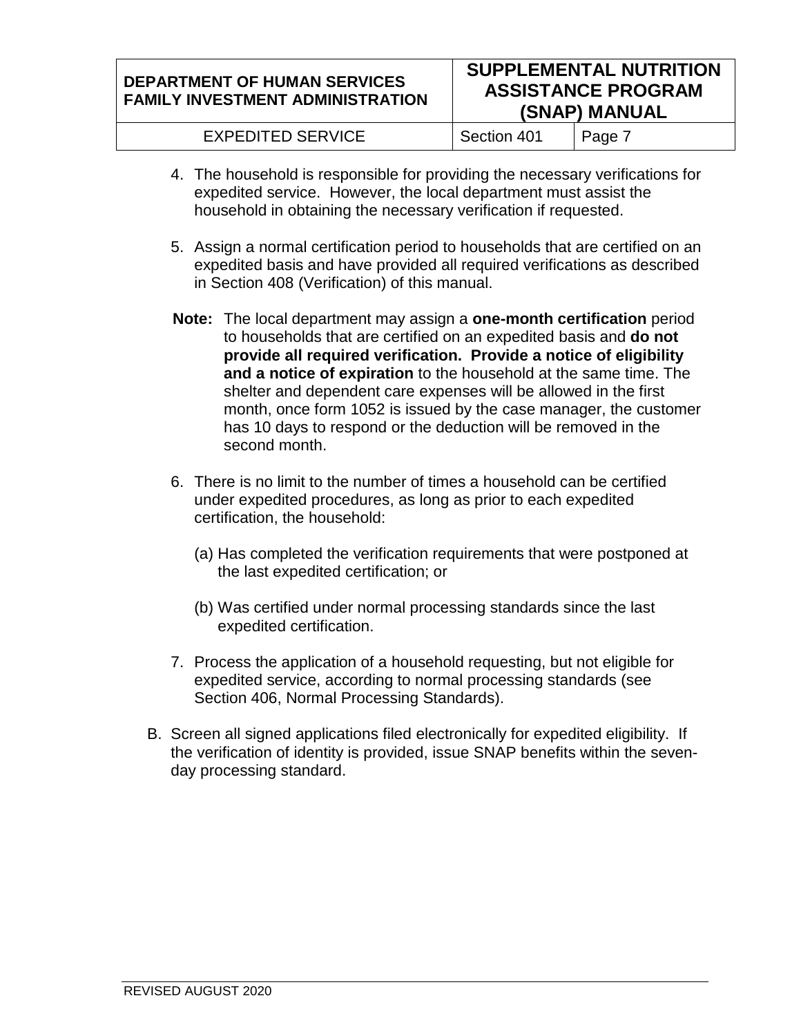4. The household is responsible for providing the necessary verifications for expedited service. However, the local department must assist the household in obtaining the necessary verification if requested.

5. Assign a normal certification period to households that are certified on an expedited basis and have provided all required verifications as described in Section 408 (Verification) of this manual.

**Note:** The local department may assign a **one-month certification** period to households that are certified on an expedited basis and **do not provide all required verification. Provide a notice of eligibility and a notice of expiration** to the household at the same time. The shelter and dependent care expenses will be allowed in the first month, once form 1052 is issued by the case manager, the customer has 10 days to respond or the deduction will be removed in the second month.

6. There is no limit to the number of times a household can be certified under expedited procedures, as long as prior to each expedited certification, the household:

   (a) Has completed the verification requirements that were postponed at the last expedited certification; or

   (b) Was certified under normal processing standards since the last expedited certification.

7. Process the application of a household requesting, but not eligible for expedited service, according to normal processing standards (see Section 406, Normal Processing Standards).

B. Screen all signed applications filed electronically for expedited eligibility. If the verification of identity is provided, issue SNAP benefits within the seven-day processing standard.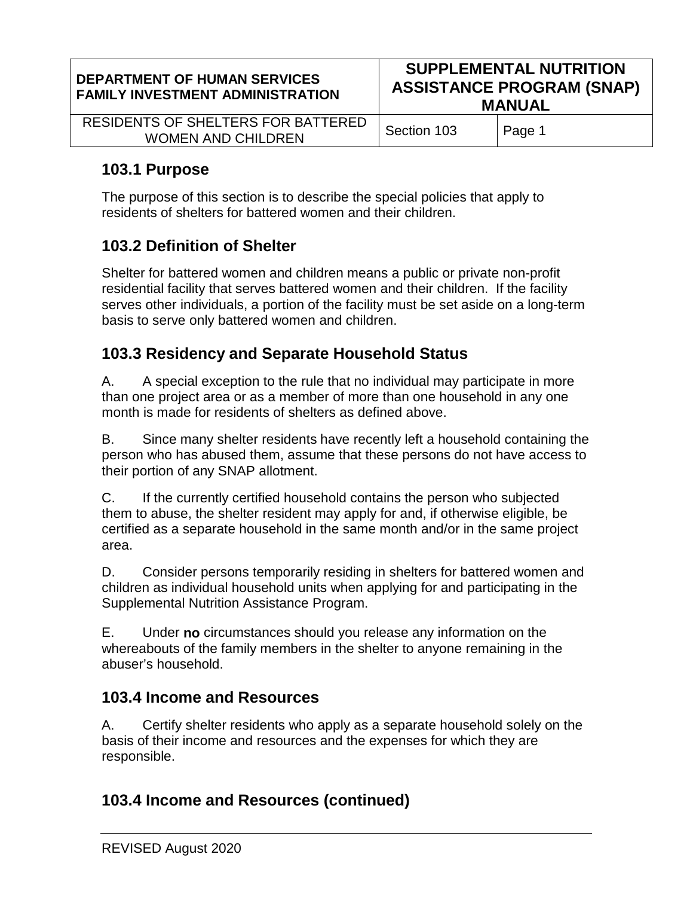## 103.1 Purpose

The purpose of this section is to describe the special policies that apply to residents of shelters for battered women and their children.

## 103.2 Definition of Shelter

Shelter for battered women and children means a public or private non-profit residential facility that serves battered women and their children. If the facility serves other individuals, a portion of the facility must be set aside on a long-term basis to serve only battered women and children.

## 103.3 Residency and Separate Household Status

A. A special exception to the rule that no individual may participate in more than one project area or as a member of more than one household in any one month is made for residents of shelters as defined above.

B. Since many shelter residents have recently left a household containing the person who has abused them, assume that these persons do not have access to their portion of any SNAP allotment.

C. If the currently certified household contains the person who subjected them to abuse, the shelter resident may apply for and, if otherwise eligible, be certified as a separate household in the same month and/or in the same project area.

D. Consider persons temporarily residing in shelters for battered women and children as individual household units when applying for and participating in the Supplemental Nutrition Assistance Program.

E. Under **no** circumstances should you release any information on the whereabouts of the family members in the shelter to anyone remaining in the abuser's household.

## 103.4 Income and Resources

A. Certify shelter residents who apply as a separate household solely on the basis of their income and resources and the expenses for which they are responsible.

## 103.4 Income and Resources (continued)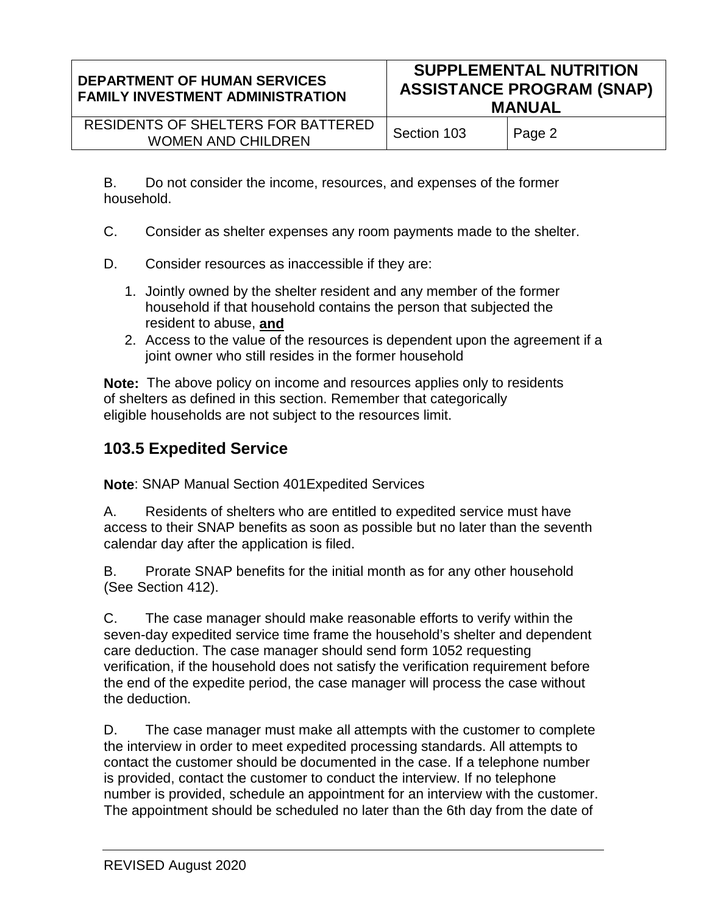B. Do not consider the income, resources, and expenses of the former household.

C. Consider as shelter expenses any room payments made to the shelter.

D. Consider resources as inaccessible if they are:

1. Jointly owned by the shelter resident and any member of the former household if that household contains the person that subjected the resident to abuse, **and**
2. Access to the value of the resources is dependent upon the agreement if a joint owner who still resides in the former household

**Note:** The above policy on income and resources applies only to residents of shelters as defined in this section. Remember that categorically eligible households are not subject to the resources limit.

## 103.5 Expedited Service

**Note**: SNAP Manual Section 401Expedited Services

A. Residents of shelters who are entitled to expedited service must have access to their SNAP benefits as soon as possible but no later than the seventh calendar day after the application is filed.

B. Prorate SNAP benefits for the initial month as for any other household (See Section 412).

C. The case manager should make reasonable efforts to verify within the seven-day expedited service time frame the household's shelter and dependent care deduction. The case manager should send form 1052 requesting verification, if the household does not satisfy the verification requirement before the end of the expedite period, the case manager will process the case without the deduction.

D. The case manager must make all attempts with the customer to complete the interview in order to meet expedited processing standards. All attempts to contact the customer should be documented in the case. If a telephone number is provided, contact the customer to conduct the interview. If no telephone number is provided, schedule an appointment for an interview with the customer. The appointment should be scheduled no later than the 6th day from the date of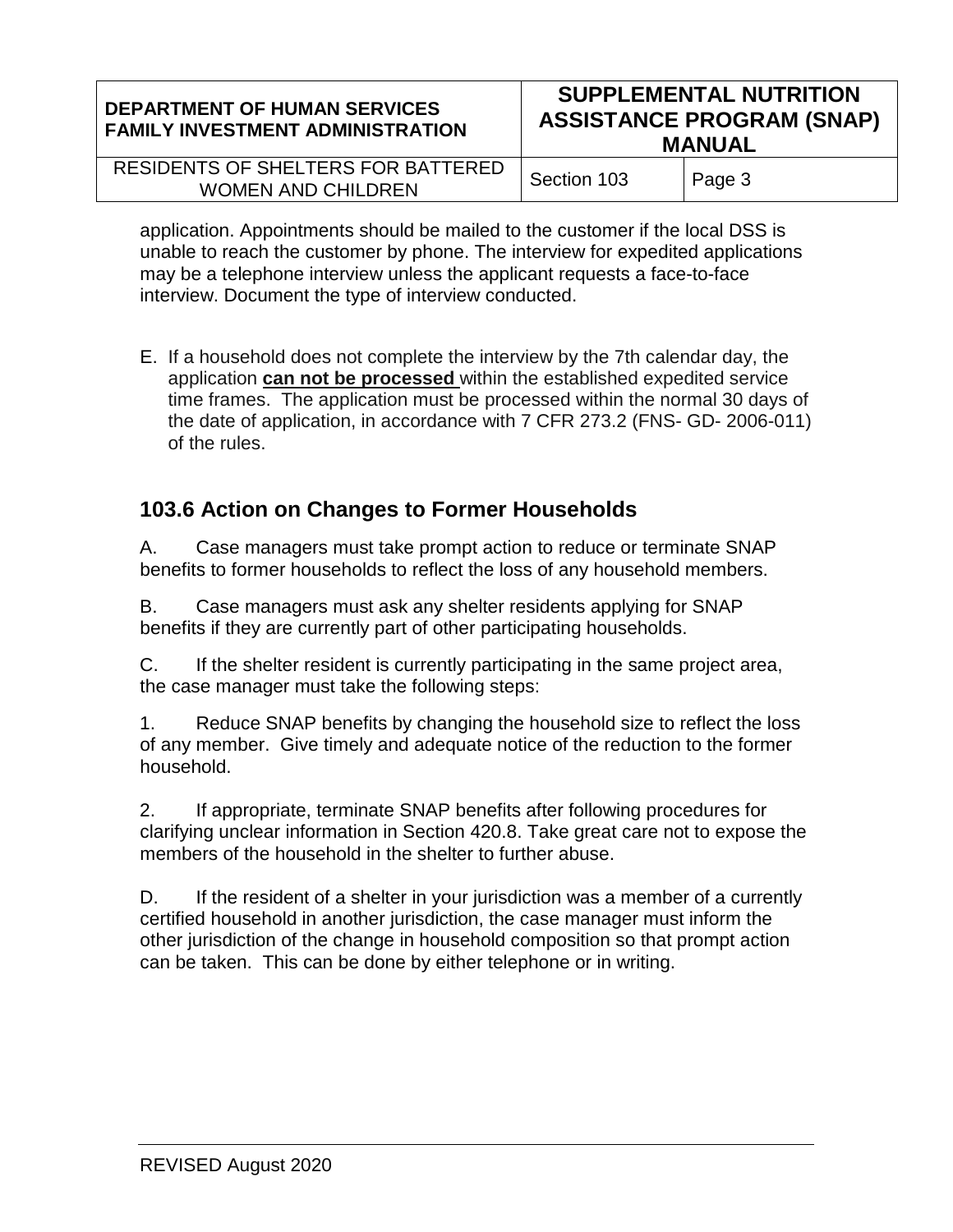application. Appointments should be mailed to the customer if the local DSS is unable to reach the customer by phone. The interview for expedited applications may be a telephone interview unless the applicant requests a face-to-face interview. Document the type of interview conducted.

E. If a household does not complete the interview by the 7th calendar day, the application **<u>can not be processed</u>** within the established expedited service time frames. The application must be processed within the normal 30 days of the date of application, in accordance with 7 CFR 273.2 (FNS- GD- 2006-011) of the rules.

## 103.6 Action on Changes to Former Households

A. Case managers must take prompt action to reduce or terminate SNAP benefits to former households to reflect the loss of any household members.

B. Case managers must ask any shelter residents applying for SNAP benefits if they are currently part of other participating households.

C. If the shelter resident is currently participating in the same project area, the case manager must take the following steps:

1. Reduce SNAP benefits by changing the household size to reflect the loss of any member. Give timely and adequate notice of the reduction to the former household.

2. If appropriate, terminate SNAP benefits after following procedures for clarifying unclear information in Section 420.8. Take great care not to expose the members of the household in the shelter to further abuse.

D. If the resident of a shelter in your jurisdiction was a member of a currently certified household in another jurisdiction, the case manager must inform the other jurisdiction of the change in household composition so that prompt action can be taken. This can be done by either telephone or in writing.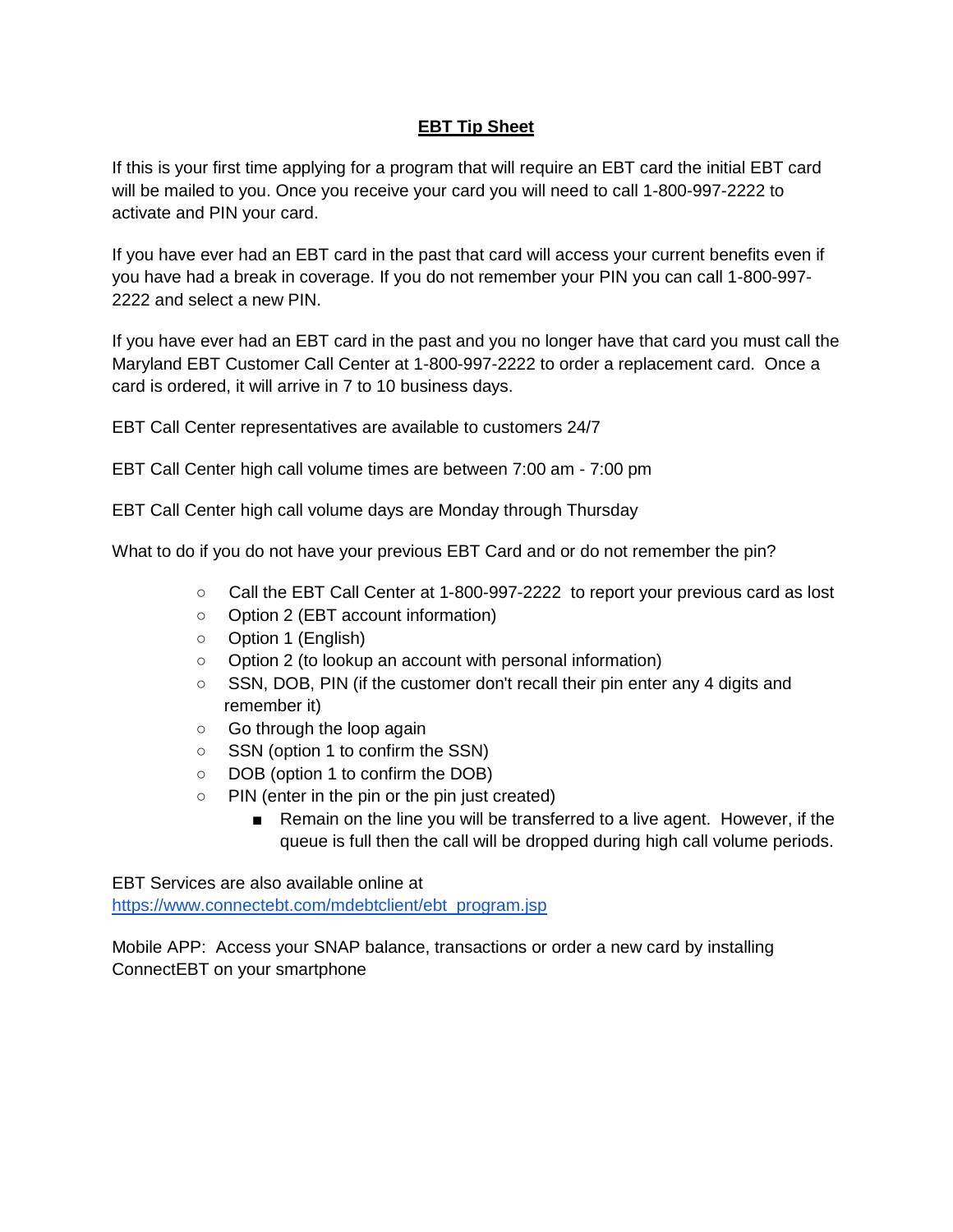**EBT Tip Sheet**

If this is your first time applying for a program that will require an EBT card the initial EBT card will be mailed to you. Once you receive your card you will need to call 1-800-997-2222 to activate and PIN your card.

If you have ever had an EBT card in the past that card will access your current benefits even if you have had a break in coverage. If you do not remember your PIN you can call 1-800-997-2222 and select a new PIN.

If you have ever had an EBT card in the past and you no longer have that card you must call the Maryland EBT Customer Call Center at 1-800-997-2222 to order a replacement card. Once a card is ordered, it will arrive in 7 to 10 business days.

EBT Call Center representatives are available to customers 24/7

EBT Call Center high call volume times are between 7:00 am - 7:00 pm

EBT Call Center high call volume days are Monday through Thursday

What to do if you do not have your previous EBT Card and or do not remember the pin?

- Call the EBT Call Center at 1-800-997-2222 to report your previous card as lost
- Option 2 (EBT account information)
- Option 1 (English)
- Option 2 (to lookup an account with personal information)
- SSN, DOB, PIN (if the customer don't recall their pin enter any 4 digits and remember it)
- Go through the loop again
- SSN (option 1 to confirm the SSN)
- DOB (option 1 to confirm the DOB)
- PIN (enter in the pin or the pin just created)
  - Remain on the line you will be transferred to a live agent. However, if the queue is full then the call will be dropped during high call volume periods.

EBT Services are also available online at
https://www.connectebt.com/mdebtclient/ebt_program.jsp

Mobile APP: Access your SNAP balance, transactions or order a new card by installing ConnectEBT on your smartphone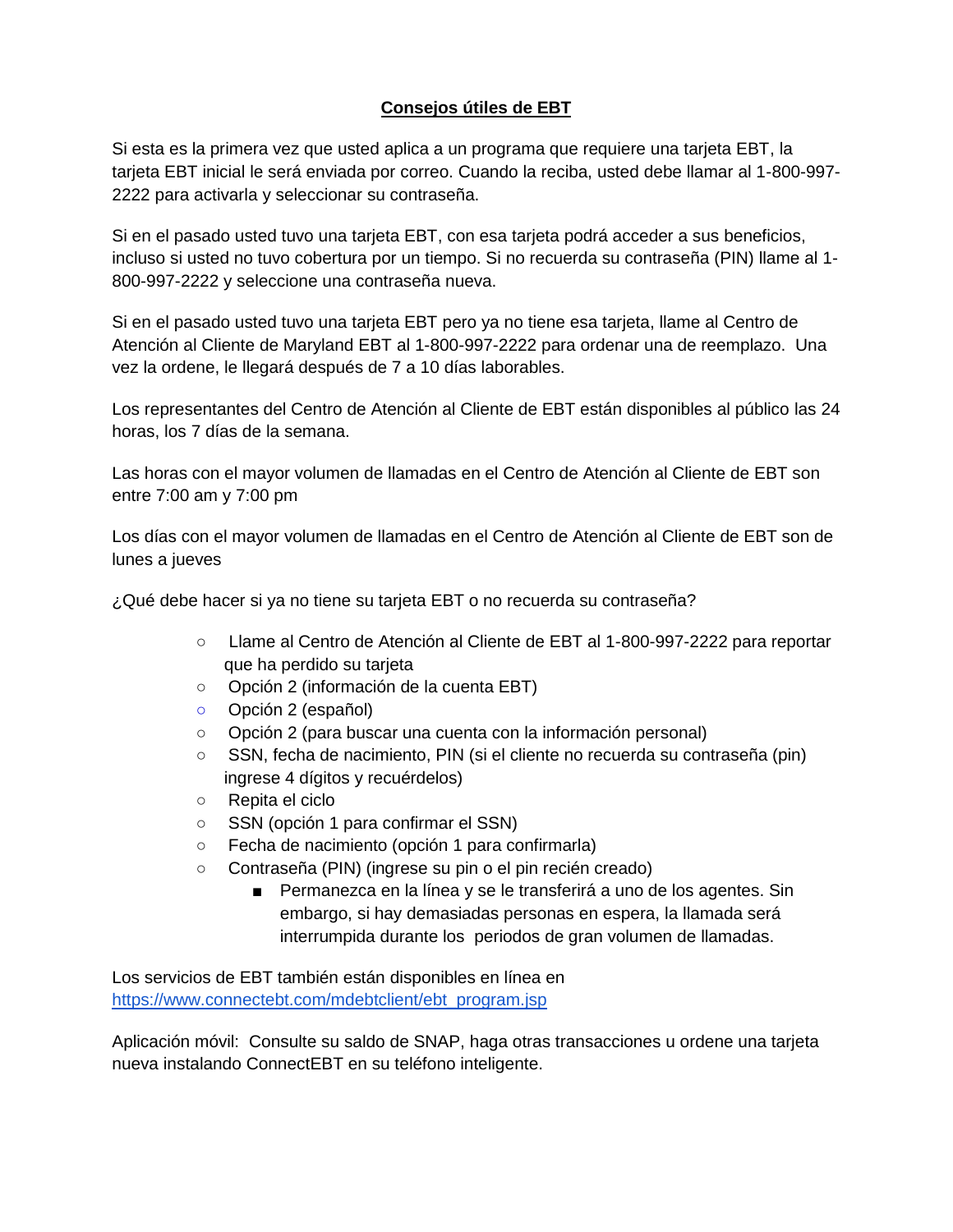# Consejos útiles de EBT

Si esta es la primera vez que usted aplica a un programa que requiere una tarjeta EBT, la tarjeta EBT inicial le será enviada por correo. Cuando la reciba, usted debe llamar al 1-800-997-2222 para activarla y seleccionar su contraseña.

Si en el pasado usted tuvo una tarjeta EBT, con esa tarjeta podrá acceder a sus beneficios, incluso si usted no tuvo cobertura por un tiempo. Si no recuerda su contraseña (PIN) llame al 1-800-997-2222 y seleccione una contraseña nueva.

Si en el pasado usted tuvo una tarjeta EBT pero ya no tiene esa tarjeta, llame al Centro de Atención al Cliente de Maryland EBT al 1-800-997-2222 para ordenar una de reemplazo. Una vez la ordene, le llegará después de 7 a 10 días laborables.

Los representantes del Centro de Atención al Cliente de EBT están disponibles al público las 24 horas, los 7 días de la semana.

Las horas con el mayor volumen de llamadas en el Centro de Atención al Cliente de EBT son entre 7:00 am y 7:00 pm

Los días con el mayor volumen de llamadas en el Centro de Atención al Cliente de EBT son de lunes a jueves

¿Qué debe hacer si ya no tiene su tarjeta EBT o no recuerda su contraseña?

- Llame al Centro de Atención al Cliente de EBT al 1-800-997-2222 para reportar que ha perdido su tarjeta
- Opción 2 (información de la cuenta EBT)
- Opción 2 (español)
- Opción 2 (para buscar una cuenta con la información personal)
- SSN, fecha de nacimiento, PIN (si el cliente no recuerda su contraseña (pin) ingrese 4 dígitos y recuérdelos)
- Repita el ciclo
- SSN (opción 1 para confirmar el SSN)
- Fecha de nacimiento (opción 1 para confirmarla)
- Contraseña (PIN) (ingrese su pin o el pin recién creado)
  - Permanezca en la línea y se le transferirá a uno de los agentes. Sin embargo, si hay demasiadas personas en espera, la llamada será interrumpida durante los periodos de gran volumen de llamadas.

Los servicios de EBT también están disponibles en línea en https://www.connectebt.com/mdebtclient/ebt_program.jsp

Aplicación móvil: Consulte su saldo de SNAP, haga otras transacciones u ordene una tarjeta nueva instalando ConnectEBT en su teléfono inteligente.